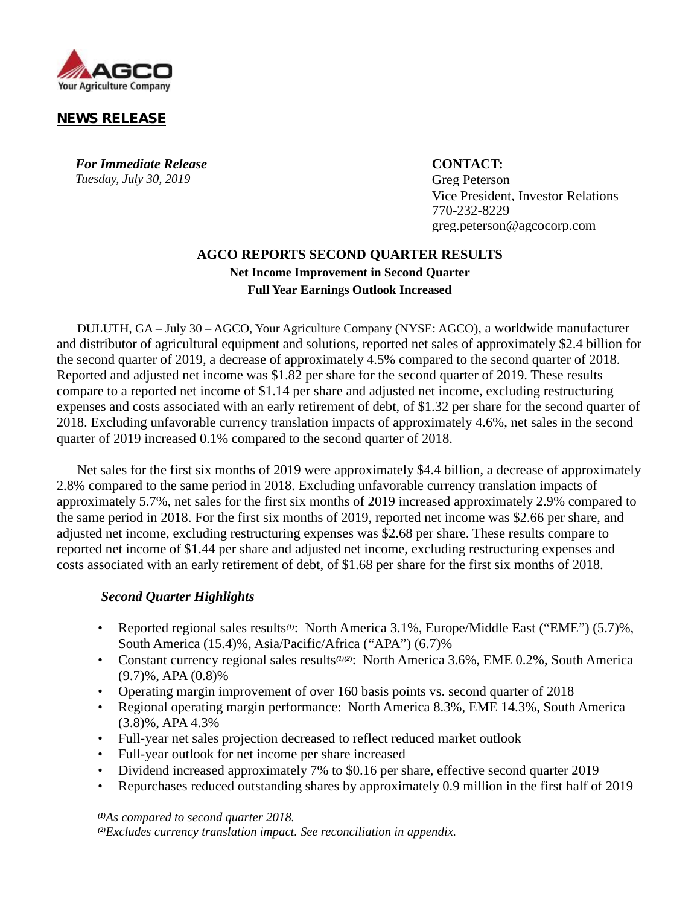AGCO
Your Agriculture Company

**NEWS RELEASE**

***For Immediate Release***
*Tuesday, July 30, 2019*

**CONTACT:**
Greg Peterson
Vice President, Investor Relations
770-232-8229
greg.peterson@agcocorp.com

# AGCO REPORTS SECOND QUARTER RESULTS

**Net Income Improvement in Second Quarter**

**Full Year Earnings Outlook Increased**

DULUTH, GA – July 30 – AGCO, Your Agriculture Company (NYSE: AGCO), a worldwide manufacturer and distributor of agricultural equipment and solutions, reported net sales of approximately $2.4 billion for the second quarter of 2019, a decrease of approximately 4.5% compared to the second quarter of 2018. Reported and adjusted net income was $1.82 per share for the second quarter of 2019. These results compare to a reported net income of $1.14 per share and adjusted net income, excluding restructuring expenses and costs associated with an early retirement of debt, of $1.32 per share for the second quarter of 2018. Excluding unfavorable currency translation impacts of approximately 4.6%, net sales in the second quarter of 2019 increased 0.1% compared to the second quarter of 2018.

Net sales for the first six months of 2019 were approximately $4.4 billion, a decrease of approximately 2.8% compared to the same period in 2018. Excluding unfavorable currency translation impacts of approximately 5.7%, net sales for the first six months of 2019 increased approximately 2.9% compared to the same period in 2018. For the first six months of 2019, reported net income was $2.66 per share, and adjusted net income, excluding restructuring expenses was $2.68 per share. These results compare to reported net income of $1.44 per share and adjusted net income, excluding restructuring expenses and costs associated with an early retirement of debt, of $1.68 per share for the first six months of 2018.

### *Second Quarter Highlights*

- Reported regional sales results[(1)]: North America 3.1%, Europe/Middle East ("EME") (5.7)%, South America (15.4)%, Asia/Pacific/Africa ("APA") (6.7)%
- Constant currency regional sales results[(1)(2)]: North America 3.6%, EME 0.2%, South America (9.7)%, APA (0.8)%
- Operating margin improvement of over 160 basis points vs. second quarter of 2018
- Regional operating margin performance: North America 8.3%, EME 14.3%, South America (3.8)%, APA 4.3%
- Full-year net sales projection decreased to reflect reduced market outlook
- Full-year outlook for net income per share increased
- Dividend increased approximately 7% to $0.16 per share, effective second quarter 2019
- Repurchases reduced outstanding shares by approximately 0.9 million in the first half of 2019

*[(1)]As compared to second quarter 2018.*
*[(2)]Excludes currency translation impact. See reconciliation in appendix.*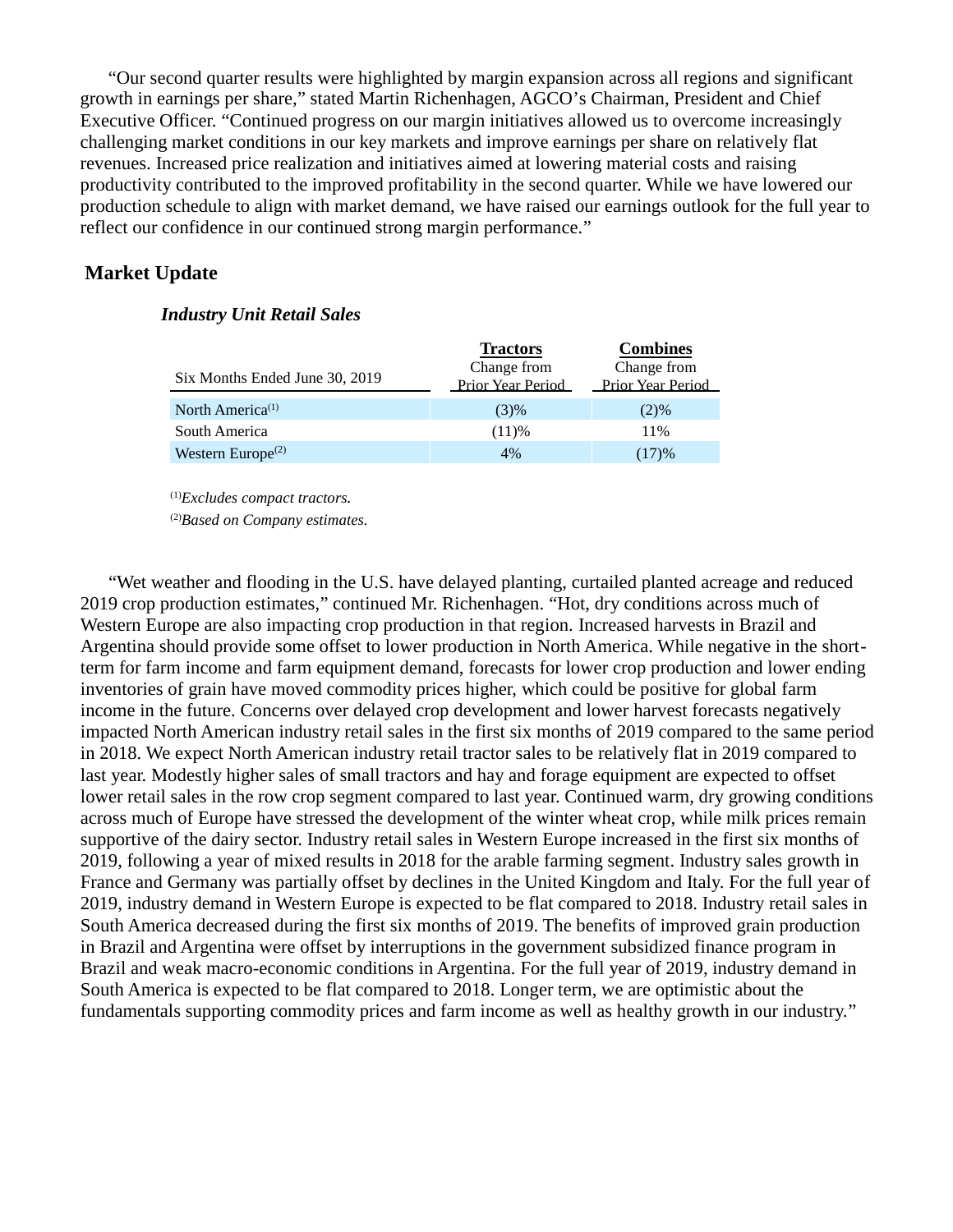"Our second quarter results were highlighted by margin expansion across all regions and significant growth in earnings per share," stated Martin Richenhagen, AGCO's Chairman, President and Chief Executive Officer. "Continued progress on our margin initiatives allowed us to overcome increasingly challenging market conditions in our key markets and improve earnings per share on relatively flat revenues. Increased price realization and initiatives aimed at lowering material costs and raising productivity contributed to the improved profitability in the second quarter. While we have lowered our production schedule to align with market demand, we have raised our earnings outlook for the full year to reflect our confidence in our continued strong margin performance."

## Market Update

### *Industry Unit Retail Sales*

| Six Months Ended June 30, 2019 | Tractors Change from Prior Year Period | Combines Change from Prior Year Period |
|---|---|---|
| North America[(1)] | (3)% | (2)% |
| South America | (11)% | 11% |
| Western Europe[(2)] | 4% | (17)% |

[(1)]*Excludes compact tractors.*

[(2)]*Based on Company estimates.*

"Wet weather and flooding in the U.S. have delayed planting, curtailed planted acreage and reduced 2019 crop production estimates," continued Mr. Richenhagen. "Hot, dry conditions across much of Western Europe are also impacting crop production in that region. Increased harvests in Brazil and Argentina should provide some offset to lower production in North America. While negative in the short-term for farm income and farm equipment demand, forecasts for lower crop production and lower ending inventories of grain have moved commodity prices higher, which could be positive for global farm income in the future. Concerns over delayed crop development and lower harvest forecasts negatively impacted North American industry retail sales in the first six months of 2019 compared to the same period in 2018. We expect North American industry retail tractor sales to be relatively flat in 2019 compared to last year. Modestly higher sales of small tractors and hay and forage equipment are expected to offset lower retail sales in the row crop segment compared to last year. Continued warm, dry growing conditions across much of Europe have stressed the development of the winter wheat crop, while milk prices remain supportive of the dairy sector. Industry retail sales in Western Europe increased in the first six months of 2019, following a year of mixed results in 2018 for the arable farming segment. Industry sales growth in France and Germany was partially offset by declines in the United Kingdom and Italy. For the full year of 2019, industry demand in Western Europe is expected to be flat compared to 2018. Industry retail sales in South America decreased during the first six months of 2019. The benefits of improved grain production in Brazil and Argentina were offset by interruptions in the government subsidized finance program in Brazil and weak macro-economic conditions in Argentina. For the full year of 2019, industry demand in South America is expected to be flat compared to 2018. Longer term, we are optimistic about the fundamentals supporting commodity prices and farm income as well as healthy growth in our industry."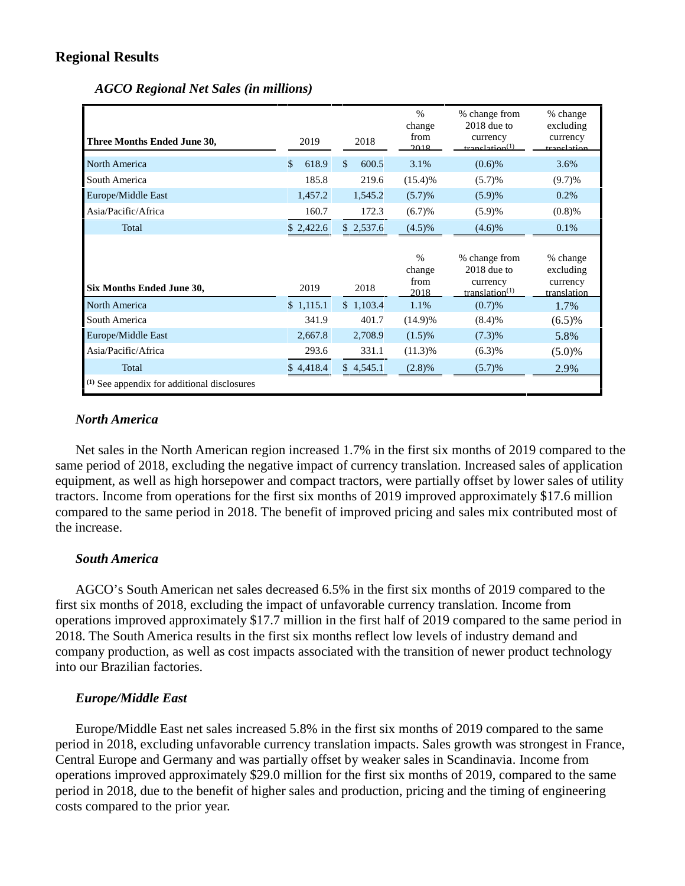## Regional Results

### *AGCO Regional Net Sales (in millions)*

| Three Months Ended June 30, | 2019 | 2018 | % change from 2018 | % change from 2018 due to currency translation[(1)] | % change excluding currency translation |
|---|---|---|---|---|---|
| North America | $ 618.9 | $ 600.5 | 3.1% | (0.6)% | 3.6% |
| South America | 185.8 | 219.6 | (15.4)% | (5.7)% | (9.7)% |
| Europe/Middle East | 1,457.2 | 1,545.2 | (5.7)% | (5.9)% | 0.2% |
| Asia/Pacific/Africa | 160.7 | 172.3 | (6.7)% | (5.9)% | (0.8)% |
| Total | $ 2,422.6 | $ 2,537.6 | (4.5)% | (4.6)% | 0.1% |
| **Six Months Ended June 30,** | **2019** | **2018** | **% change from 2018** | **% change from 2018 due to currency translation[(1)]** | **% change excluding currency translation** |
| North America | $ 1,115.1 | $ 1,103.4 | 1.1% | (0.7)% | 1.7% |
| South America | 341.9 | 401.7 | (14.9)% | (8.4)% | (6.5)% |
| Europe/Middle East | 2,667.8 | 2,708.9 | (1.5)% | (7.3)% | 5.8% |
| Asia/Pacific/Africa | 293.6 | 331.1 | (11.3)% | (6.3)% | (5.0)% |
| Total | $ 4,418.4 | $ 4,545.1 | (2.8)% | (5.7)% | 2.9% |

(1) See appendix for additional disclosures

### *North America*

Net sales in the North American region increased 1.7% in the first six months of 2019 compared to the same period of 2018, excluding the negative impact of currency translation. Increased sales of application equipment, as well as high horsepower and compact tractors, were partially offset by lower sales of utility tractors. Income from operations for the first six months of 2019 improved approximately $17.6 million compared to the same period in 2018. The benefit of improved pricing and sales mix contributed most of the increase.

### *South America*

AGCO's South American net sales decreased 6.5% in the first six months of 2019 compared to the first six months of 2018, excluding the impact of unfavorable currency translation. Income from operations improved approximately $17.7 million in the first half of 2019 compared to the same period in 2018. The South America results in the first six months reflect low levels of industry demand and company production, as well as cost impacts associated with the transition of newer product technology into our Brazilian factories.

### *Europe/Middle East*

Europe/Middle East net sales increased 5.8% in the first six months of 2019 compared to the same period in 2018, excluding unfavorable currency translation impacts. Sales growth was strongest in France, Central Europe and Germany and was partially offset by weaker sales in Scandinavia. Income from operations improved approximately $29.0 million for the first six months of 2019, compared to the same period in 2018, due to the benefit of higher sales and production, pricing and the timing of engineering costs compared to the prior year.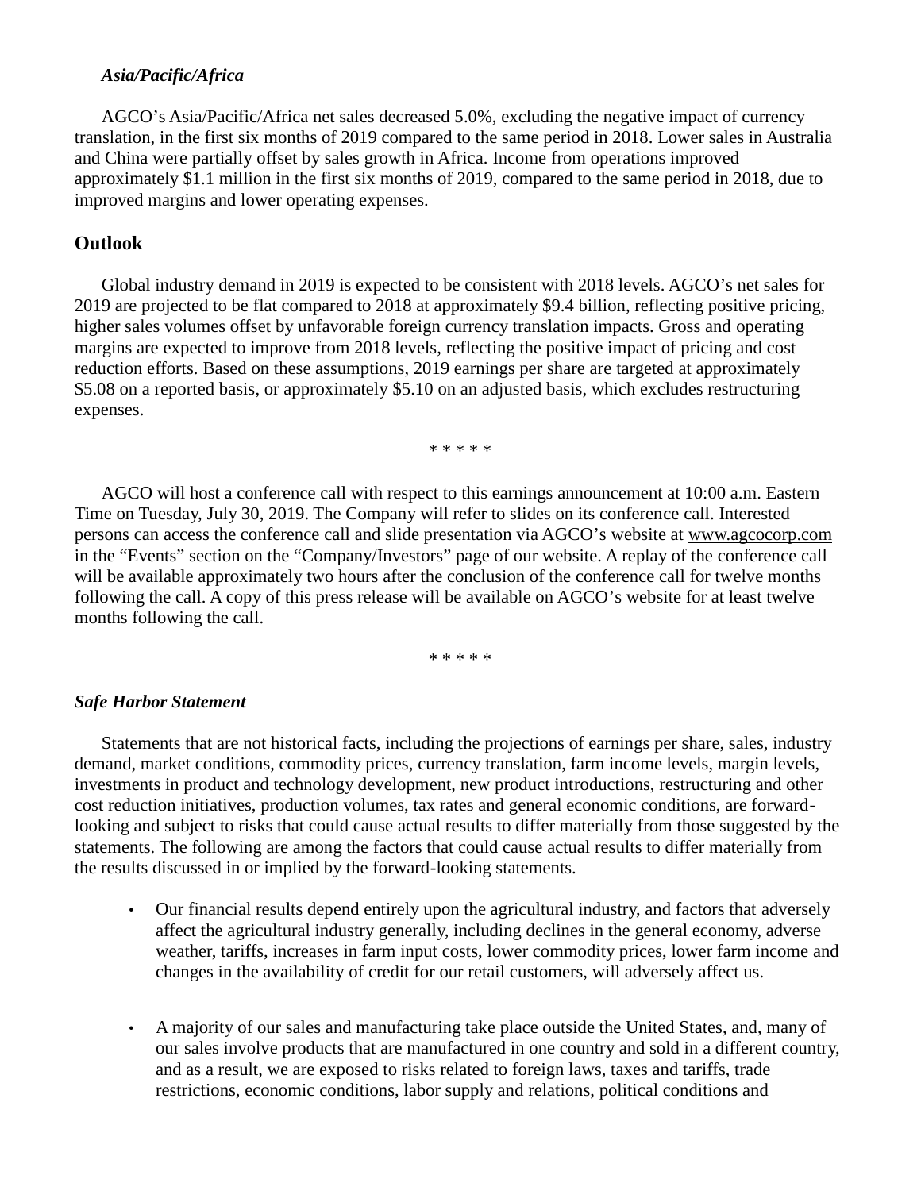*Asia/Pacific/Africa*

AGCO's Asia/Pacific/Africa net sales decreased 5.0%, excluding the negative impact of currency translation, in the first six months of 2019 compared to the same period in 2018. Lower sales in Australia and China were partially offset by sales growth in Africa. Income from operations improved approximately $1.1 million in the first six months of 2019, compared to the same period in 2018, due to improved margins and lower operating expenses.

## Outlook

Global industry demand in 2019 is expected to be consistent with 2018 levels. AGCO's net sales for 2019 are projected to be flat compared to 2018 at approximately $9.4 billion, reflecting positive pricing, higher sales volumes offset by unfavorable foreign currency translation impacts. Gross and operating margins are expected to improve from 2018 levels, reflecting the positive impact of pricing and cost reduction efforts. Based on these assumptions, 2019 earnings per share are targeted at approximately $5.08 on a reported basis, or approximately $5.10 on an adjusted basis, which excludes restructuring expenses.

* * * * *

AGCO will host a conference call with respect to this earnings announcement at 10:00 a.m. Eastern Time on Tuesday, July 30, 2019. The Company will refer to slides on its conference call. Interested persons can access the conference call and slide presentation via AGCO's website at www.agcocorp.com in the "Events" section on the "Company/Investors" page of our website. A replay of the conference call will be available approximately two hours after the conclusion of the conference call for twelve months following the call. A copy of this press release will be available on AGCO's website for at least twelve months following the call.

* * * * *

*Safe Harbor Statement*

Statements that are not historical facts, including the projections of earnings per share, sales, industry demand, market conditions, commodity prices, currency translation, farm income levels, margin levels, investments in product and technology development, new product introductions, restructuring and other cost reduction initiatives, production volumes, tax rates and general economic conditions, are forward-looking and subject to risks that could cause actual results to differ materially from those suggested by the statements. The following are among the factors that could cause actual results to differ materially from the results discussed in or implied by the forward-looking statements.

- Our financial results depend entirely upon the agricultural industry, and factors that adversely affect the agricultural industry generally, including declines in the general economy, adverse weather, tariffs, increases in farm input costs, lower commodity prices, lower farm income and changes in the availability of credit for our retail customers, will adversely affect us.

- A majority of our sales and manufacturing take place outside the United States, and, many of our sales involve products that are manufactured in one country and sold in a different country, and as a result, we are exposed to risks related to foreign laws, taxes and tariffs, trade restrictions, economic conditions, labor supply and relations, political conditions and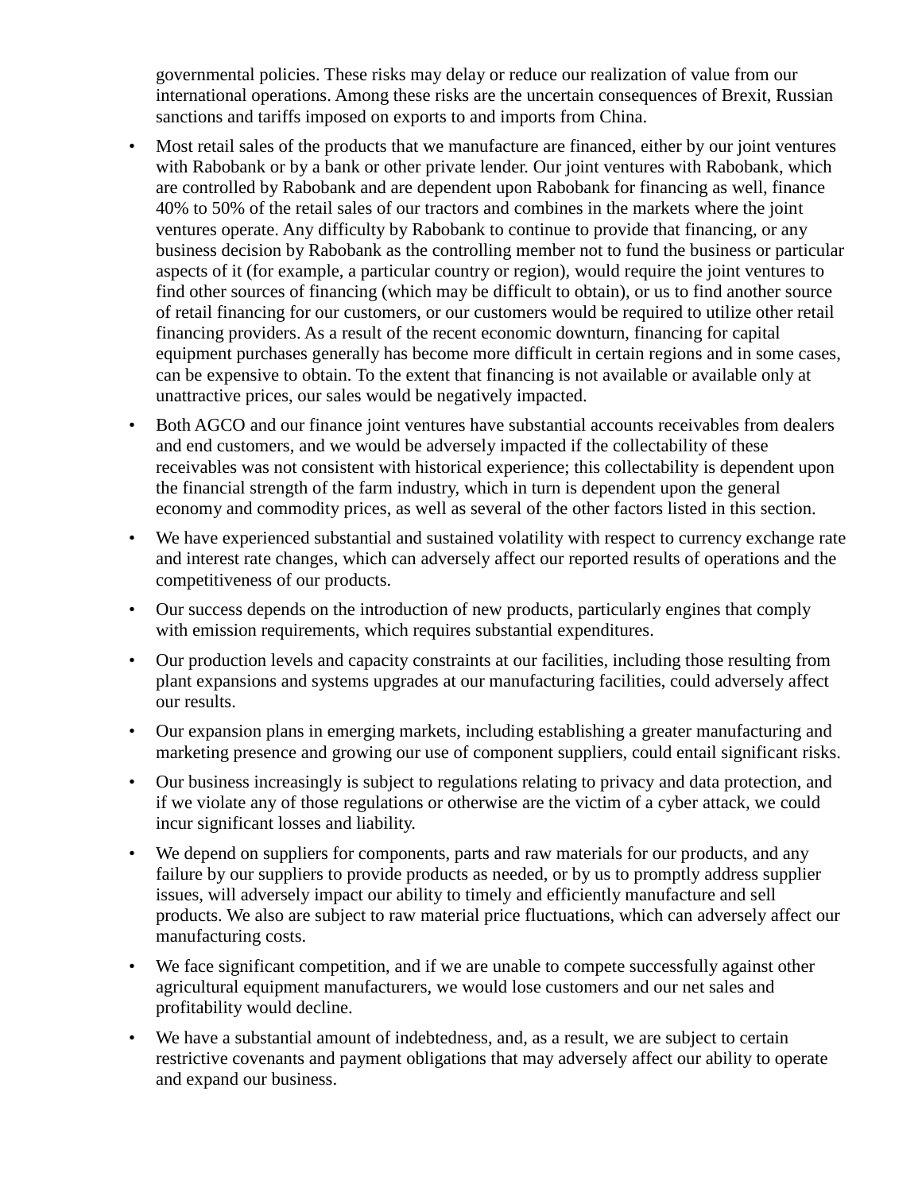governmental policies. These risks may delay or reduce our realization of value from our international operations. Among these risks are the uncertain consequences of Brexit, Russian sanctions and tariffs imposed on exports to and imports from China.

- Most retail sales of the products that we manufacture are financed, either by our joint ventures with Rabobank or by a bank or other private lender. Our joint ventures with Rabobank, which are controlled by Rabobank and are dependent upon Rabobank for financing as well, finance 40% to 50% of the retail sales of our tractors and combines in the markets where the joint ventures operate. Any difficulty by Rabobank to continue to provide that financing, or any business decision by Rabobank as the controlling member not to fund the business or particular aspects of it (for example, a particular country or region), would require the joint ventures to find other sources of financing (which may be difficult to obtain), or us to find another source of retail financing for our customers, or our customers would be required to utilize other retail financing providers. As a result of the recent economic downturn, financing for capital equipment purchases generally has become more difficult in certain regions and in some cases, can be expensive to obtain. To the extent that financing is not available or available only at unattractive prices, our sales would be negatively impacted.
- Both AGCO and our finance joint ventures have substantial accounts receivables from dealers and end customers, and we would be adversely impacted if the collectability of these receivables was not consistent with historical experience; this collectability is dependent upon the financial strength of the farm industry, which in turn is dependent upon the general economy and commodity prices, as well as several of the other factors listed in this section.
- We have experienced substantial and sustained volatility with respect to currency exchange rate and interest rate changes, which can adversely affect our reported results of operations and the competitiveness of our products.
- Our success depends on the introduction of new products, particularly engines that comply with emission requirements, which requires substantial expenditures.
- Our production levels and capacity constraints at our facilities, including those resulting from plant expansions and systems upgrades at our manufacturing facilities, could adversely affect our results.
- Our expansion plans in emerging markets, including establishing a greater manufacturing and marketing presence and growing our use of component suppliers, could entail significant risks.
- Our business increasingly is subject to regulations relating to privacy and data protection, and if we violate any of those regulations or otherwise are the victim of a cyber attack, we could incur significant losses and liability.
- We depend on suppliers for components, parts and raw materials for our products, and any failure by our suppliers to provide products as needed, or by us to promptly address supplier issues, will adversely impact our ability to timely and efficiently manufacture and sell products. We also are subject to raw material price fluctuations, which can adversely affect our manufacturing costs.
- We face significant competition, and if we are unable to compete successfully against other agricultural equipment manufacturers, we would lose customers and our net sales and profitability would decline.
- We have a substantial amount of indebtedness, and, as a result, we are subject to certain restrictive covenants and payment obligations that may adversely affect our ability to operate and expand our business.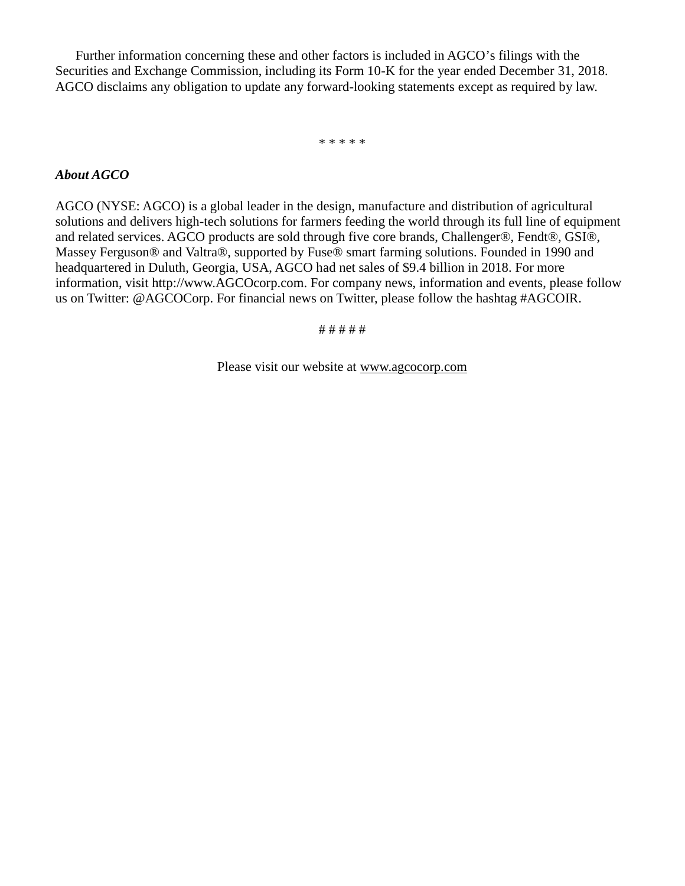Further information concerning these and other factors is included in AGCO's filings with the Securities and Exchange Commission, including its Form 10-K for the year ended December 31, 2018. AGCO disclaims any obligation to update any forward-looking statements except as required by law.

* * * * *

***About AGCO***

AGCO (NYSE: AGCO) is a global leader in the design, manufacture and distribution of agricultural solutions and delivers high-tech solutions for farmers feeding the world through its full line of equipment and related services. AGCO products are sold through five core brands, Challenger®, Fendt®, GSI®, Massey Ferguson® and Valtra®, supported by Fuse® smart farming solutions. Founded in 1990 and headquartered in Duluth, Georgia, USA, AGCO had net sales of $9.4 billion in 2018. For more information, visit http://www.AGCOcorp.com. For company news, information and events, please follow us on Twitter: @AGCOCorp. For financial news on Twitter, please follow the hashtag #AGCOIR.

# # # # #

Please visit our website at www.agcocorp.com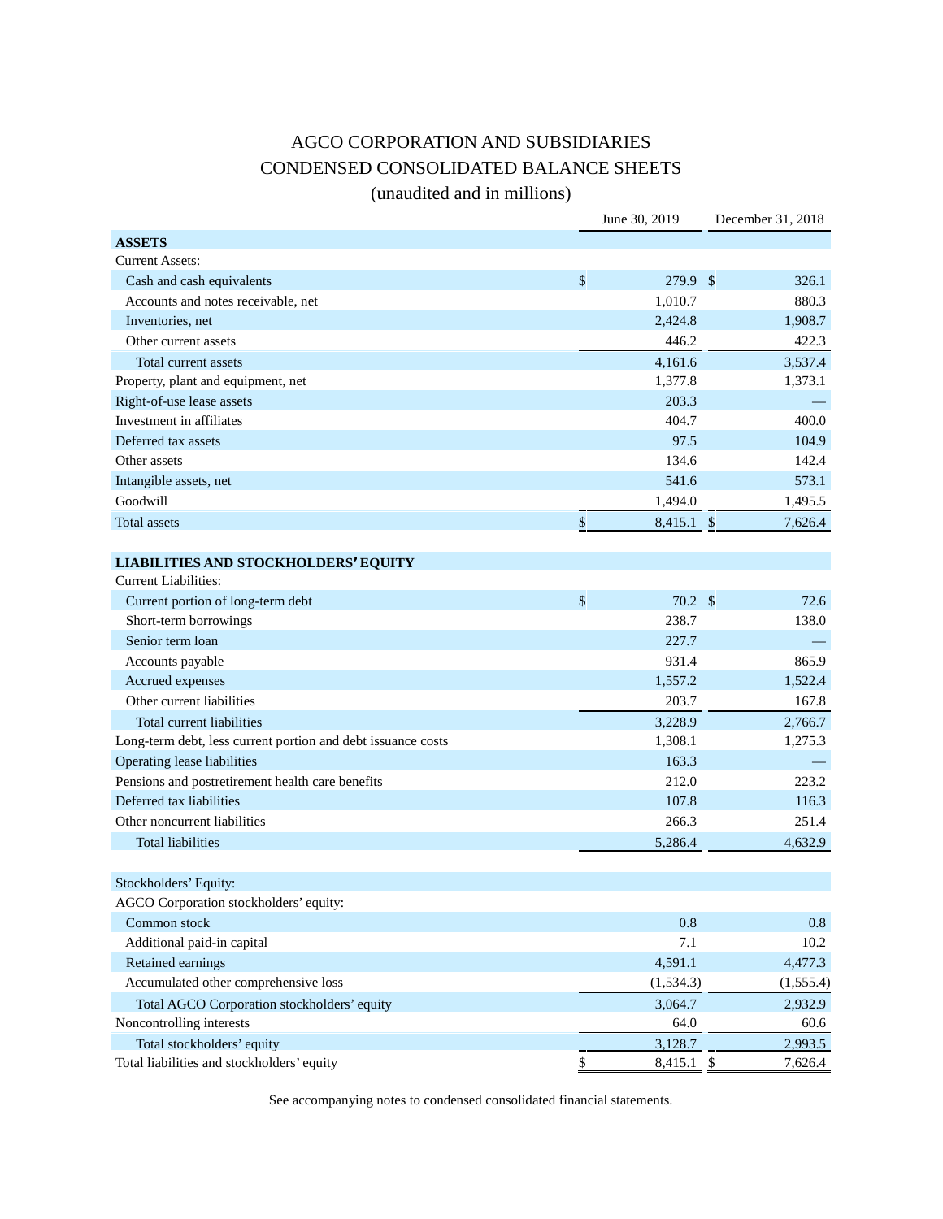# AGCO CORPORATION AND SUBSIDIARIES
## CONDENSED CONSOLIDATED BALANCE SHEETS
### (unaudited and in millions)

| | June 30, 2019 | December 31, 2018 |
|---|---|---|
| **ASSETS** | | |
| Current Assets: | | |
| Cash and cash equivalents | $ 279.9 | $ 326.1 |
| Accounts and notes receivable, net | 1,010.7 | 880.3 |
| Inventories, net | 2,424.8 | 1,908.7 |
| Other current assets | 446.2 | 422.3 |
| Total current assets | 4,161.6 | 3,537.4 |
| Property, plant and equipment, net | 1,377.8 | 1,373.1 |
| Right-of-use lease assets | 203.3 | — |
| Investment in affiliates | 404.7 | 400.0 |
| Deferred tax assets | 97.5 | 104.9 |
| Other assets | 134.6 | 142.4 |
| Intangible assets, net | 541.6 | 573.1 |
| Goodwill | 1,494.0 | 1,495.5 |
| Total assets | $ 8,415.1 | $ 7,626.4 |
| | | |
| **LIABILITIES AND STOCKHOLDERS' EQUITY** | | |
| Current Liabilities: | | |
| Current portion of long-term debt | $ 70.2 | $ 72.6 |
| Short-term borrowings | 238.7 | 138.0 |
| Senior term loan | 227.7 | — |
| Accounts payable | 931.4 | 865.9 |
| Accrued expenses | 1,557.2 | 1,522.4 |
| Other current liabilities | 203.7 | 167.8 |
| Total current liabilities | 3,228.9 | 2,766.7 |
| Long-term debt, less current portion and debt issuance costs | 1,308.1 | 1,275.3 |
| Operating lease liabilities | 163.3 | — |
| Pensions and postretirement health care benefits | 212.0 | 223.2 |
| Deferred tax liabilities | 107.8 | 116.3 |
| Other noncurrent liabilities | 266.3 | 251.4 |
| Total liabilities | 5,286.4 | 4,632.9 |
| | | |
| Stockholders' Equity: | | |
| AGCO Corporation stockholders' equity: | | |
| Common stock | 0.8 | 0.8 |
| Additional paid-in capital | 7.1 | 10.2 |
| Retained earnings | 4,591.1 | 4,477.3 |
| Accumulated other comprehensive loss | (1,534.3) | (1,555.4) |
| Total AGCO Corporation stockholders' equity | 3,064.7 | 2,932.9 |
| Noncontrolling interests | 64.0 | 60.6 |
| Total stockholders' equity | 3,128.7 | 2,993.5 |
| Total liabilities and stockholders' equity | $ 8,415.1 | $ 7,626.4 |

See accompanying notes to condensed consolidated financial statements.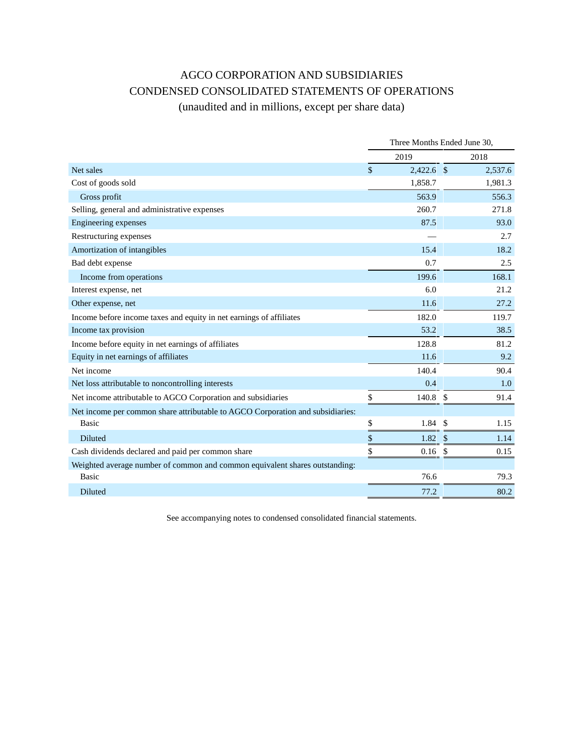# AGCO CORPORATION AND SUBSIDIARIES
## CONDENSED CONSOLIDATED STATEMENTS OF OPERATIONS
### (unaudited and in millions, except per share data)

| | Three Months Ended June 30, | |
|---|---|---|
| | 2019 | 2018 |
| Net sales | $ 2,422.6 | $ 2,537.6 |
| Cost of goods sold | 1,858.7 | 1,981.3 |
| Gross profit | 563.9 | 556.3 |
| Selling, general and administrative expenses | 260.7 | 271.8 |
| Engineering expenses | 87.5 | 93.0 |
| Restructuring expenses | — | 2.7 |
| Amortization of intangibles | 15.4 | 18.2 |
| Bad debt expense | 0.7 | 2.5 |
| Income from operations | 199.6 | 168.1 |
| Interest expense, net | 6.0 | 21.2 |
| Other expense, net | 11.6 | 27.2 |
| Income before income taxes and equity in net earnings of affiliates | 182.0 | 119.7 |
| Income tax provision | 53.2 | 38.5 |
| Income before equity in net earnings of affiliates | 128.8 | 81.2 |
| Equity in net earnings of affiliates | 11.6 | 9.2 |
| Net income | 140.4 | 90.4 |
| Net loss attributable to noncontrolling interests | 0.4 | 1.0 |
| Net income attributable to AGCO Corporation and subsidiaries | $ 140.8 | $ 91.4 |
| Net income per common share attributable to AGCO Corporation and subsidiaries: | | |
| Basic | $ 1.84 | $ 1.15 |
| Diluted | $ 1.82 | $ 1.14 |
| Cash dividends declared and paid per common share | $ 0.16 | $ 0.15 |
| Weighted average number of common and common equivalent shares outstanding: | | |
| Basic | 76.6 | 79.3 |
| Diluted | 77.2 | 80.2 |

See accompanying notes to condensed consolidated financial statements.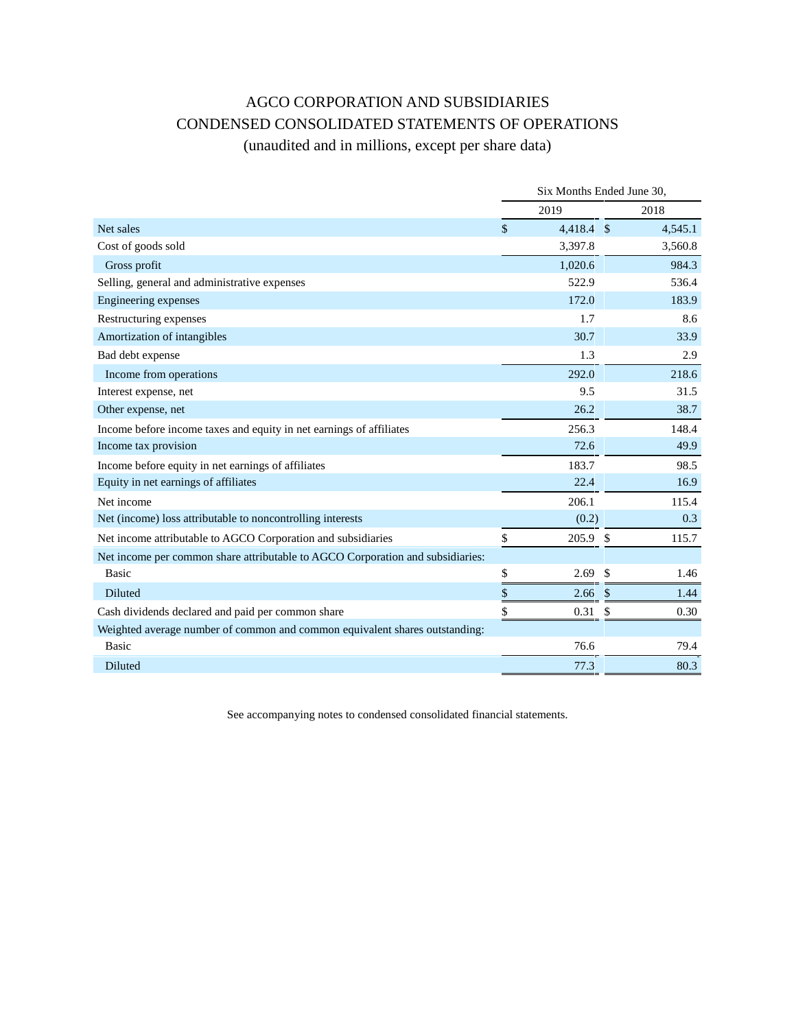# AGCO CORPORATION AND SUBSIDIARIES
# CONDENSED CONSOLIDATED STATEMENTS OF OPERATIONS
## (unaudited and in millions, except per share data)

| | Six Months Ended June 30, | |
|---|---|---|
| | 2019 | 2018 |
| Net sales | $ 4,418.4 | $ 4,545.1 |
| Cost of goods sold | 3,397.8 | 3,560.8 |
| Gross profit | 1,020.6 | 984.3 |
| Selling, general and administrative expenses | 522.9 | 536.4 |
| Engineering expenses | 172.0 | 183.9 |
| Restructuring expenses | 1.7 | 8.6 |
| Amortization of intangibles | 30.7 | 33.9 |
| Bad debt expense | 1.3 | 2.9 |
| Income from operations | 292.0 | 218.6 |
| Interest expense, net | 9.5 | 31.5 |
| Other expense, net | 26.2 | 38.7 |
| Income before income taxes and equity in net earnings of affiliates | 256.3 | 148.4 |
| Income tax provision | 72.6 | 49.9 |
| Income before equity in net earnings of affiliates | 183.7 | 98.5 |
| Equity in net earnings of affiliates | 22.4 | 16.9 |
| Net income | 206.1 | 115.4 |
| Net (income) loss attributable to noncontrolling interests | (0.2) | 0.3 |
| Net income attributable to AGCO Corporation and subsidiaries | $ 205.9 | $ 115.7 |
| Net income per common share attributable to AGCO Corporation and subsidiaries: | | |
| Basic | $ 2.69 | $ 1.46 |
| Diluted | $ 2.66 | $ 1.44 |
| Cash dividends declared and paid per common share | $ 0.31 | $ 0.30 |
| Weighted average number of common and common equivalent shares outstanding: | | |
| Basic | 76.6 | 79.4 |
| Diluted | 77.3 | 80.3 |

See accompanying notes to condensed consolidated financial statements.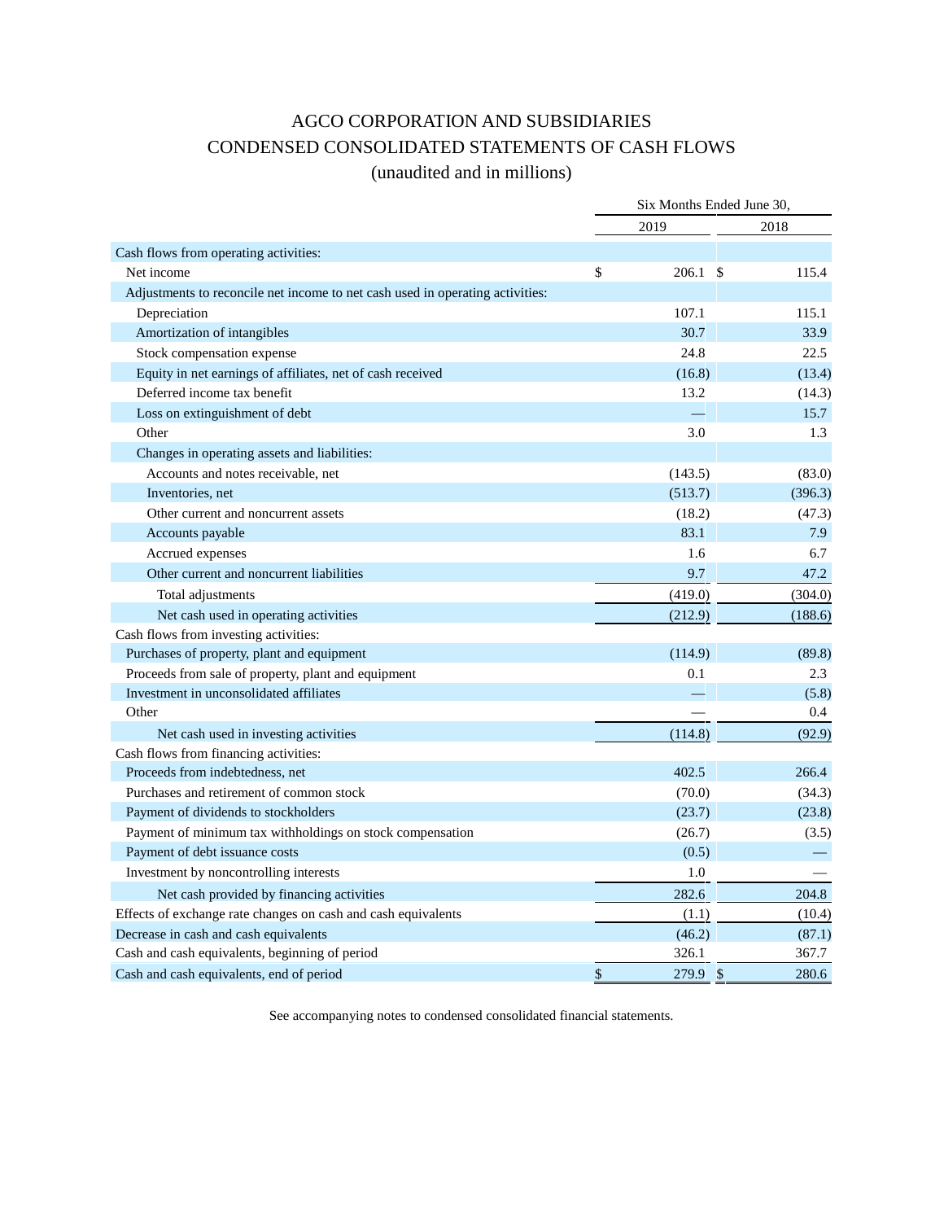# AGCO CORPORATION AND SUBSIDIARIES

# CONDENSED CONSOLIDATED STATEMENTS OF CASH FLOWS

(unaudited and in millions)

| | Six Months Ended June 30, | |
|---|---|---|
| | 2019 | 2018 |
| Cash flows from operating activities: | | |
| Net income | $ 206.1 | $ 115.4 |
| Adjustments to reconcile net income to net cash used in operating activities: | | |
| Depreciation | 107.1 | 115.1 |
| Amortization of intangibles | 30.7 | 33.9 |
| Stock compensation expense | 24.8 | 22.5 |
| Equity in net earnings of affiliates, net of cash received | (16.8) | (13.4) |
| Deferred income tax benefit | 13.2 | (14.3) |
| Loss on extinguishment of debt | — | 15.7 |
| Other | 3.0 | 1.3 |
| Changes in operating assets and liabilities: | | |
| Accounts and notes receivable, net | (143.5) | (83.0) |
| Inventories, net | (513.7) | (396.3) |
| Other current and noncurrent assets | (18.2) | (47.3) |
| Accounts payable | 83.1 | 7.9 |
| Accrued expenses | 1.6 | 6.7 |
| Other current and noncurrent liabilities | 9.7 | 47.2 |
| Total adjustments | (419.0) | (304.0) |
| Net cash used in operating activities | (212.9) | (188.6) |
| Cash flows from investing activities: | | |
| Purchases of property, plant and equipment | (114.9) | (89.8) |
| Proceeds from sale of property, plant and equipment | 0.1 | 2.3 |
| Investment in unconsolidated affiliates | — | (5.8) |
| Other | — | 0.4 |
| Net cash used in investing activities | (114.8) | (92.9) |
| Cash flows from financing activities: | | |
| Proceeds from indebtedness, net | 402.5 | 266.4 |
| Purchases and retirement of common stock | (70.0) | (34.3) |
| Payment of dividends to stockholders | (23.7) | (23.8) |
| Payment of minimum tax withholdings on stock compensation | (26.7) | (3.5) |
| Payment of debt issuance costs | (0.5) | — |
| Investment by noncontrolling interests | 1.0 | — |
| Net cash provided by financing activities | 282.6 | 204.8 |
| Effects of exchange rate changes on cash and cash equivalents | (1.1) | (10.4) |
| Decrease in cash and cash equivalents | (46.2) | (87.1) |
| Cash and cash equivalents, beginning of period | 326.1 | 367.7 |
| Cash and cash equivalents, end of period | $ 279.9 | $ 280.6 |

See accompanying notes to condensed consolidated financial statements.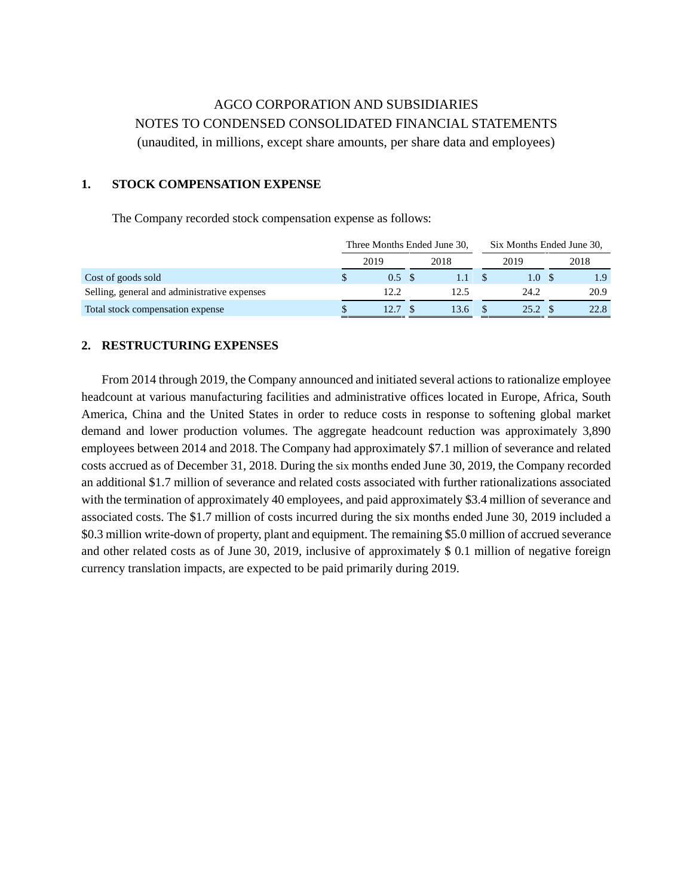AGCO CORPORATION AND SUBSIDIARIES

NOTES TO CONDENSED CONSOLIDATED FINANCIAL STATEMENTS

(unaudited, in millions, except share amounts, per share data and employees)

## 1. STOCK COMPENSATION EXPENSE

The Company recorded stock compensation expense as follows:

| | Three Months Ended June 30, | | Six Months Ended June 30, | |
|---|---|---|---|---|
| | 2019 | 2018 | 2019 | 2018 |
| Cost of goods sold | $ 0.5 | $ 1.1 | $ 1.0 | $ 1.9 |
| Selling, general and administrative expenses | 12.2 | 12.5 | 24.2 | 20.9 |
| Total stock compensation expense | $ 12.7 | $ 13.6 | $ 25.2 | $ 22.8 |

## 2. RESTRUCTURING EXPENSES

From 2014 through 2019, the Company announced and initiated several actions to rationalize employee headcount at various manufacturing facilities and administrative offices located in Europe, Africa, South America, China and the United States in order to reduce costs in response to softening global market demand and lower production volumes. The aggregate headcount reduction was approximately 3,890 employees between 2014 and 2018. The Company had approximately $7.1 million of severance and related costs accrued as of December 31, 2018. During the six months ended June 30, 2019, the Company recorded an additional $1.7 million of severance and related costs associated with further rationalizations associated with the termination of approximately 40 employees, and paid approximately $3.4 million of severance and associated costs. The $1.7 million of costs incurred during the six months ended June 30, 2019 included a $0.3 million write-down of property, plant and equipment. The remaining $5.0 million of accrued severance and other related costs as of June 30, 2019, inclusive of approximately $ 0.1 million of negative foreign currency translation impacts, are expected to be paid primarily during 2019.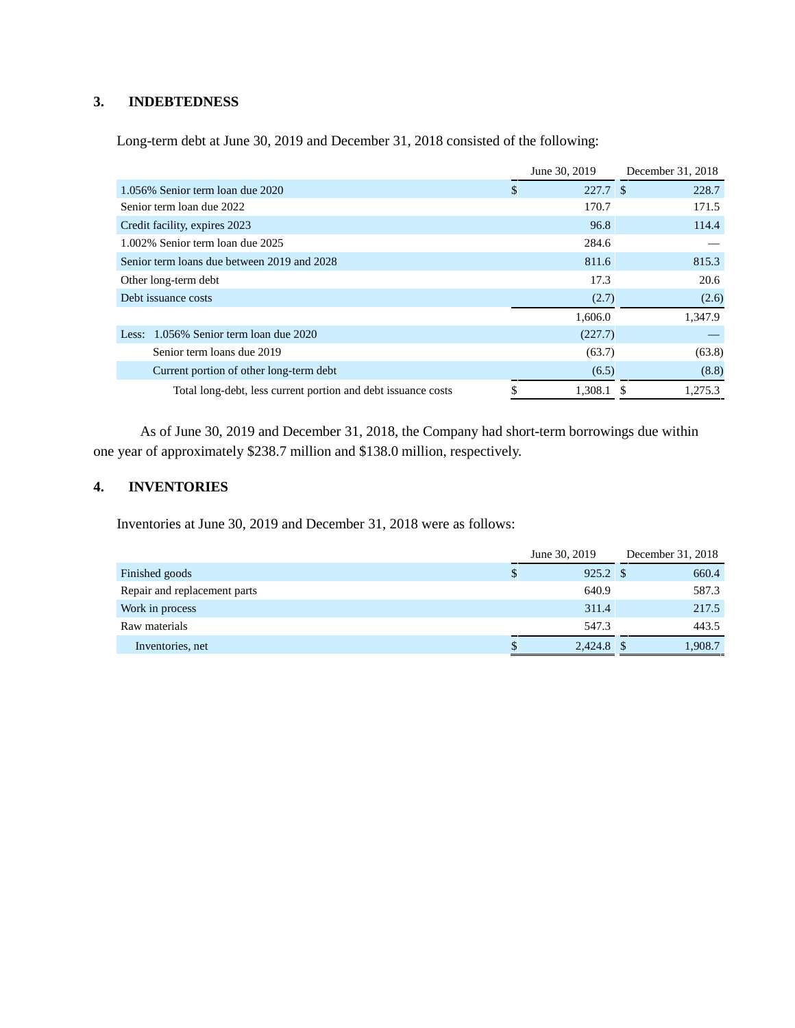## 3. INDEBTEDNESS

Long-term debt at June 30, 2019 and December 31, 2018 consisted of the following:

| | June 30, 2019 | December 31, 2018 |
|---|---|---|
| 1.056% Senior term loan due 2020 | $ 227.7 | $ 228.7 |
| Senior term loan due 2022 | 170.7 | 171.5 |
| Credit facility, expires 2023 | 96.8 | 114.4 |
| 1.002% Senior term loan due 2025 | 284.6 | — |
| Senior term loans due between 2019 and 2028 | 811.6 | 815.3 |
| Other long-term debt | 17.3 | 20.6 |
| Debt issuance costs | (2.7) | (2.6) |
| | 1,606.0 | 1,347.9 |
| Less: 1.056% Senior term loan due 2020 | (227.7) | — |
| Senior term loans due 2019 | (63.7) | (63.8) |
| Current portion of other long-term debt | (6.5) | (8.8) |
| Total long-debt, less current portion and debt issuance costs | $ 1,308.1 | $ 1,275.3 |

As of June 30, 2019 and December 31, 2018, the Company had short-term borrowings due within one year of approximately $238.7 million and $138.0 million, respectively.

## 4. INVENTORIES

Inventories at June 30, 2019 and December 31, 2018 were as follows:

| | June 30, 2019 | December 31, 2018 |
|---|---|---|
| Finished goods | $ 925.2 | $ 660.4 |
| Repair and replacement parts | 640.9 | 587.3 |
| Work in process | 311.4 | 217.5 |
| Raw materials | 547.3 | 443.5 |
| Inventories, net | $ 2,424.8 | $ 1,908.7 |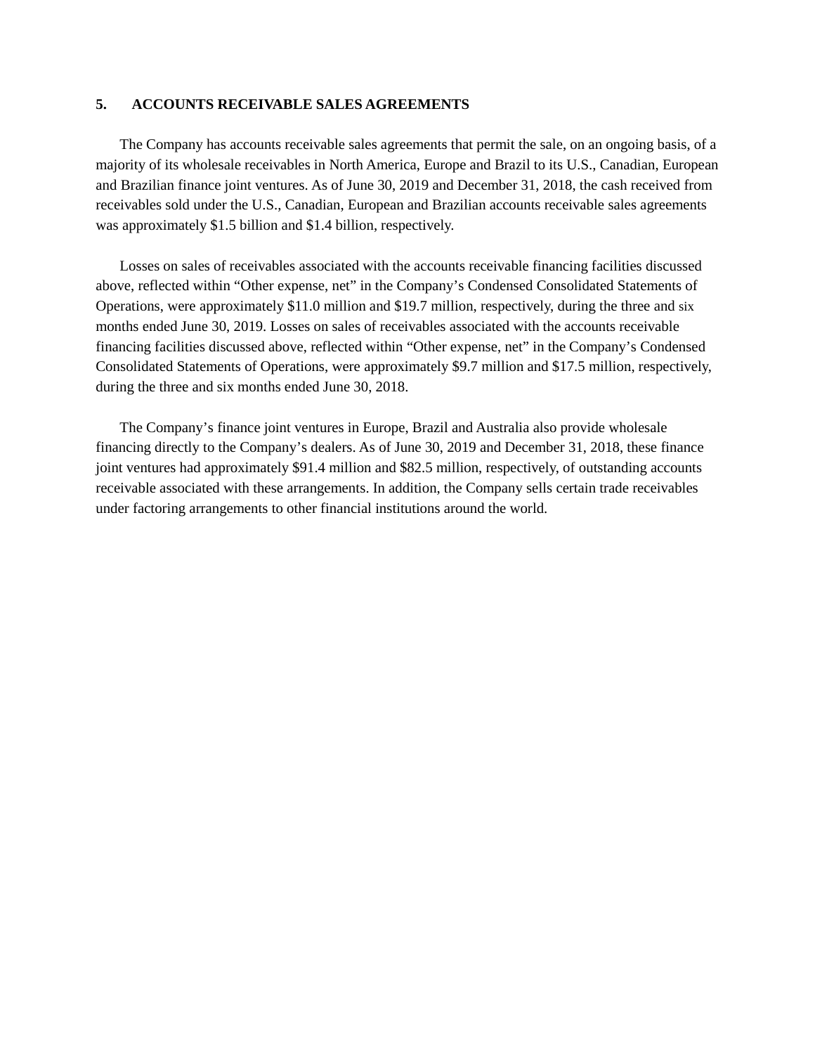## 5. ACCOUNTS RECEIVABLE SALES AGREEMENTS

The Company has accounts receivable sales agreements that permit the sale, on an ongoing basis, of a majority of its wholesale receivables in North America, Europe and Brazil to its U.S., Canadian, European and Brazilian finance joint ventures. As of June 30, 2019 and December 31, 2018, the cash received from receivables sold under the U.S., Canadian, European and Brazilian accounts receivable sales agreements was approximately $1.5 billion and $1.4 billion, respectively.

Losses on sales of receivables associated with the accounts receivable financing facilities discussed above, reflected within "Other expense, net" in the Company's Condensed Consolidated Statements of Operations, were approximately $11.0 million and $19.7 million, respectively, during the three and six months ended June 30, 2019. Losses on sales of receivables associated with the accounts receivable financing facilities discussed above, reflected within "Other expense, net" in the Company's Condensed Consolidated Statements of Operations, were approximately $9.7 million and $17.5 million, respectively, during the three and six months ended June 30, 2018.

The Company's finance joint ventures in Europe, Brazil and Australia also provide wholesale financing directly to the Company's dealers. As of June 30, 2019 and December 31, 2018, these finance joint ventures had approximately $91.4 million and $82.5 million, respectively, of outstanding accounts receivable associated with these arrangements. In addition, the Company sells certain trade receivables under factoring arrangements to other financial institutions around the world.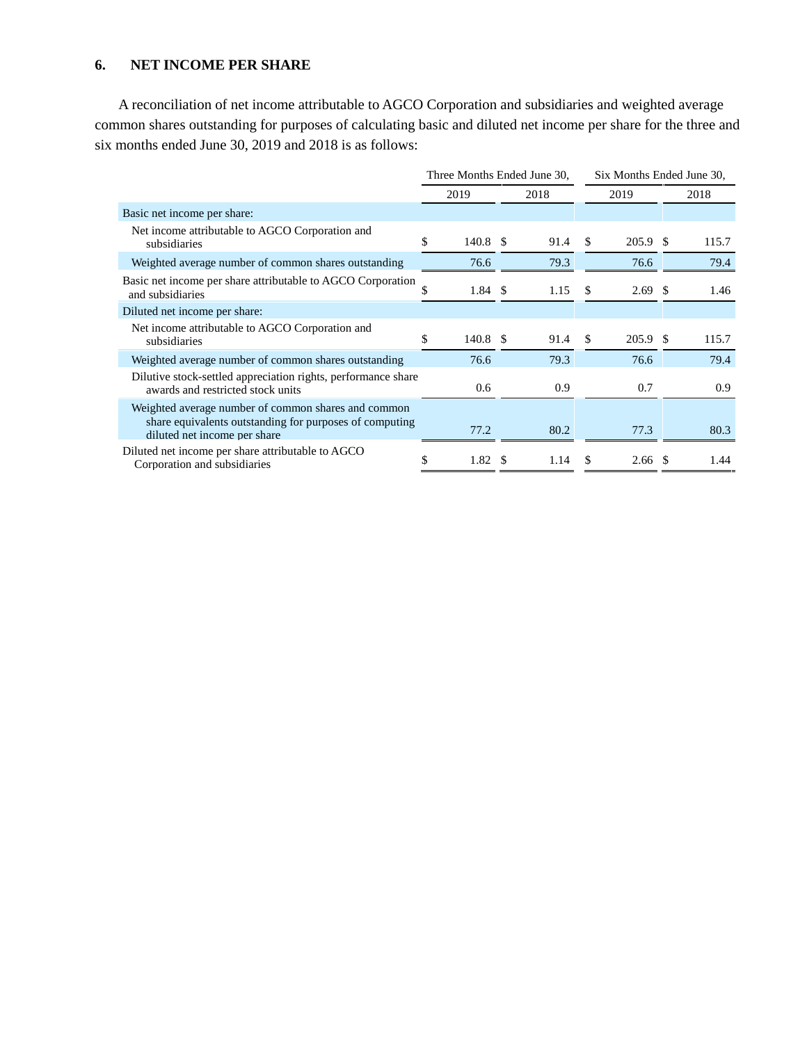## 6. NET INCOME PER SHARE

A reconciliation of net income attributable to AGCO Corporation and subsidiaries and weighted average common shares outstanding for purposes of calculating basic and diluted net income per share for the three and six months ended June 30, 2019 and 2018 is as follows:

| | Three Months Ended June 30, | | Six Months Ended June 30, | |
|---|---|---|---|---|
| | 2019 | 2018 | 2019 | 2018 |
| Basic net income per share: | | | | |
| Net income attributable to AGCO Corporation and subsidiaries | $ 140.8 | $ 91.4 | $ 205.9 | $ 115.7 |
| Weighted average number of common shares outstanding | 76.6 | 79.3 | 76.6 | 79.4 |
| Basic net income per share attributable to AGCO Corporation and subsidiaries | $ 1.84 | $ 1.15 | $ 2.69 | $ 1.46 |
| Diluted net income per share: | | | | |
| Net income attributable to AGCO Corporation and subsidiaries | $ 140.8 | $ 91.4 | $ 205.9 | $ 115.7 |
| Weighted average number of common shares outstanding | 76.6 | 79.3 | 76.6 | 79.4 |
| Dilutive stock-settled appreciation rights, performance share awards and restricted stock units | 0.6 | 0.9 | 0.7 | 0.9 |
| Weighted average number of common shares and common share equivalents outstanding for purposes of computing diluted net income per share | 77.2 | 80.2 | 77.3 | 80.3 |
| Diluted net income per share attributable to AGCO Corporation and subsidiaries | $ 1.82 | $ 1.14 | $ 2.66 | $ 1.44 |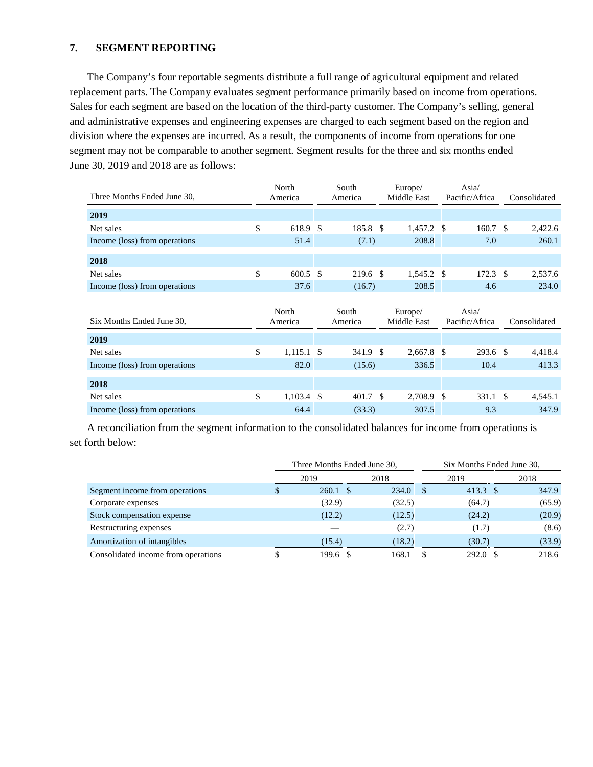## 7. SEGMENT REPORTING

The Company's four reportable segments distribute a full range of agricultural equipment and related replacement parts. The Company evaluates segment performance primarily based on income from operations. Sales for each segment are based on the location of the third-party customer. The Company's selling, general and administrative expenses and engineering expenses are charged to each segment based on the region and division where the expenses are incurred. As a result, the components of income from operations for one segment may not be comparable to another segment. Segment results for the three and six months ended June 30, 2019 and 2018 are as follows:

| Three Months Ended June 30, | North America | South America | Europe/ Middle East | Asia/ Pacific/Africa | Consolidated |
|---|---|---|---|---|---|
| **2019** | | | | | |
| Net sales | $ 618.9 | $ 185.8 | $ 1,457.2 | $ 160.7 | $ 2,422.6 |
| Income (loss) from operations | 51.4 | (7.1) | 208.8 | 7.0 | 260.1 |
| **2018** | | | | | |
| Net sales | $ 600.5 | $ 219.6 | $ 1,545.2 | $ 172.3 | $ 2,537.6 |
| Income (loss) from operations | 37.6 | (16.7) | 208.5 | 4.6 | 234.0 |

| Six Months Ended June 30, | North America | South America | Europe/ Middle East | Asia/ Pacific/Africa | Consolidated |
|---|---|---|---|---|---|
| **2019** | | | | | |
| Net sales | $ 1,115.1 | $ 341.9 | $ 2,667.8 | $ 293.6 | $ 4,418.4 |
| Income (loss) from operations | 82.0 | (15.6) | 336.5 | 10.4 | 413.3 |
| **2018** | | | | | |
| Net sales | $ 1,103.4 | $ 401.7 | $ 2,708.9 | $ 331.1 | $ 4,545.1 |
| Income (loss) from operations | 64.4 | (33.3) | 307.5 | 9.3 | 347.9 |

A reconciliation from the segment information to the consolidated balances for income from operations is set forth below:

| | Three Months Ended June 30, | | Six Months Ended June 30, | |
|---|---|---|---|---|
| | 2019 | 2018 | 2019 | 2018 |
| Segment income from operations | $ 260.1 | $ 234.0 | $ 413.3 | $ 347.9 |
| Corporate expenses | (32.9) | (32.5) | (64.7) | (65.9) |
| Stock compensation expense | (12.2) | (12.5) | (24.2) | (20.9) |
| Restructuring expenses | — | (2.7) | (1.7) | (8.6) |
| Amortization of intangibles | (15.4) | (18.2) | (30.7) | (33.9) |
| Consolidated income from operations | $ 199.6 | $ 168.1 | $ 292.0 | $ 218.6 |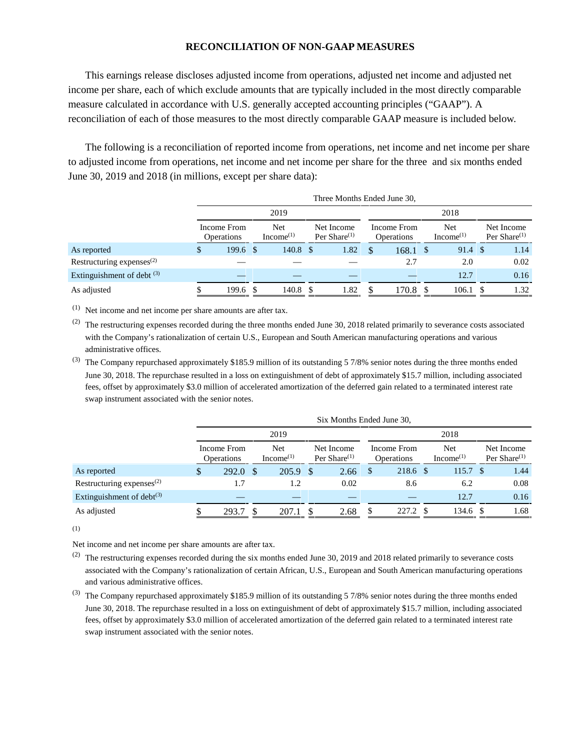## RECONCILIATION OF NON-GAAP MEASURES

This earnings release discloses adjusted income from operations, adjusted net income and adjusted net income per share, each of which exclude amounts that are typically included in the most directly comparable measure calculated in accordance with U.S. generally accepted accounting principles ("GAAP"). A reconciliation of each of those measures to the most directly comparable GAAP measure is included below.

The following is a reconciliation of reported income from operations, net income and net income per share to adjusted income from operations, net income and net income per share for the three and six months ended June 30, 2019 and 2018 (in millions, except per share data):

| | Three Months Ended June 30, | | | | | |
|---|---|---|---|---|---|---|
| | 2019 | | | 2018 | | |
| | Income From Operations | Net Income[(1)] | Net Income Per Share[(1)] | Income From Operations | Net Income[(1)] | Net Income Per Share[(1)] |
| As reported | $ 199.6 | $ 140.8 | $ 1.82 | $ 168.1 | $ 91.4 | $ 1.14 |
| Restructuring expenses[(2)] | — | — | — | 2.7 | 2.0 | 0.02 |
| Extinguishment of debt [(3)] | — | — | — | — | 12.7 | 0.16 |
| As adjusted | $ 199.6 | $ 140.8 | $ 1.82 | $ 170.8 | $ 106.1 | $ 1.32 |

(1) Net income and net income per share amounts are after tax.

(2) The restructuring expenses recorded during the three months ended June 30, 2018 related primarily to severance costs associated with the Company's rationalization of certain U.S., European and South American manufacturing operations and various administrative offices.

(3) The Company repurchased approximately $185.9 million of its outstanding 5 7/8% senior notes during the three months ended June 30, 2018. The repurchase resulted in a loss on extinguishment of debt of approximately $15.7 million, including associated fees, offset by approximately $3.0 million of accelerated amortization of the deferred gain related to a terminated interest rate swap instrument associated with the senior notes.

| | Six Months Ended June 30, | | | | | |
|---|---|---|---|---|---|---|
| | 2019 | | | 2018 | | |
| | Income From Operations | Net Income[(1)] | Net Income Per Share[(1)] | Income From Operations | Net Income[(1)] | Net Income Per Share[(1)] |
| As reported | $ 292.0 | $ 205.9 | $ 2.66 | $ 218.6 | $ 115.7 | $ 1.44 |
| Restructuring expenses[(2)] | 1.7 | 1.2 | 0.02 | 8.6 | 6.2 | 0.08 |
| Extinguishment of debt[(3)] | — | — | — | — | 12.7 | 0.16 |
| As adjusted | $ 293.7 | $ 207.1 | $ 2.68 | $ 227.2 | $ 134.6 | $ 1.68 |

(1) Net income and net income per share amounts are after tax.

(2) The restructuring expenses recorded during the six months ended June 30, 2019 and 2018 related primarily to severance costs associated with the Company's rationalization of certain African, U.S., European and South American manufacturing operations and various administrative offices.

(3) The Company repurchased approximately $185.9 million of its outstanding 5 7/8% senior notes during the three months ended June 30, 2018. The repurchase resulted in a loss on extinguishment of debt of approximately $15.7 million, including associated fees, offset by approximately $3.0 million of accelerated amortization of the deferred gain related to a terminated interest rate swap instrument associated with the senior notes.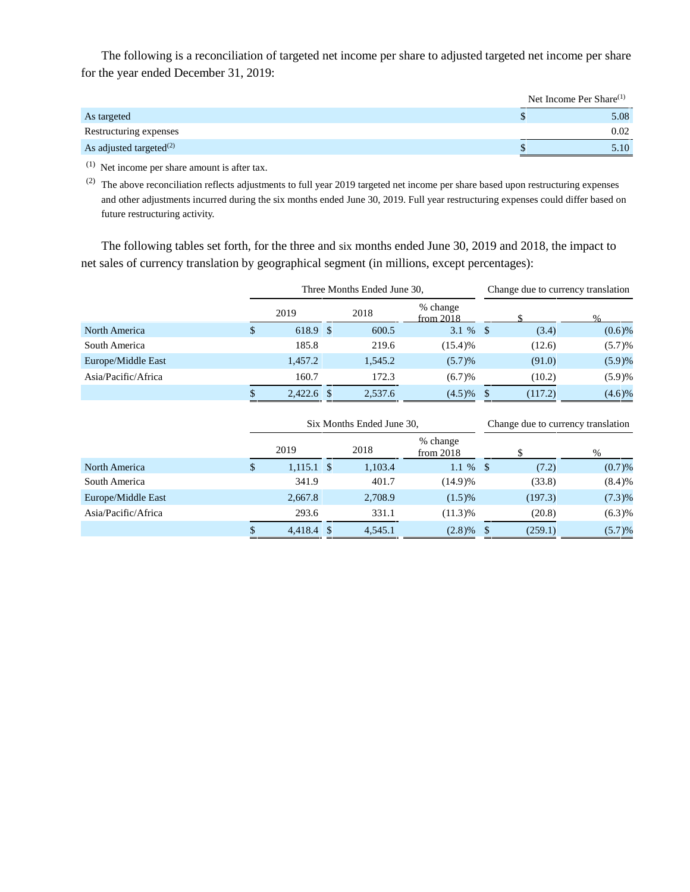The following is a reconciliation of targeted net income per share to adjusted targeted net income per share for the year ended December 31, 2019:

| | Net Income Per Share[(1)] |
|---|---|
| As targeted | $ 5.08 |
| Restructuring expenses | 0.02 |
| As adjusted targeted[(2)] | $ 5.10 |

(1) Net income per share amount is after tax.

(2) The above reconciliation reflects adjustments to full year 2019 targeted net income per share based upon restructuring expenses and other adjustments incurred during the six months ended June 30, 2019. Full year restructuring expenses could differ based on future restructuring activity.

The following tables set forth, for the three and six months ended June 30, 2019 and 2018, the impact to net sales of currency translation by geographical segment (in millions, except percentages):

| | Three Months Ended June 30, | | | Change due to currency translation | |
|---|---|---|---|---|---|
| | 2019 | 2018 | % change from 2018 | $ | % |
| North America | $ 618.9 | $ 600.5 | 3.1 % | $ (3.4) | (0.6)% |
| South America | 185.8 | 219.6 | (15.4)% | (12.6) | (5.7)% |
| Europe/Middle East | 1,457.2 | 1,545.2 | (5.7)% | (91.0) | (5.9)% |
| Asia/Pacific/Africa | 160.7 | 172.3 | (6.7)% | (10.2) | (5.9)% |
| | $ 2,422.6 | $ 2,537.6 | (4.5)% | $ (117.2) | (4.6)% |

| | Six Months Ended June 30, | | | Change due to currency translation | |
|---|---|---|---|---|---|
| | 2019 | 2018 | % change from 2018 | $ | % |
| North America | $ 1,115.1 | $ 1,103.4 | 1.1 % | $ (7.2) | (0.7)% |
| South America | 341.9 | 401.7 | (14.9)% | (33.8) | (8.4)% |
| Europe/Middle East | 2,667.8 | 2,708.9 | (1.5)% | (197.3) | (7.3)% |
| Asia/Pacific/Africa | 293.6 | 331.1 | (11.3)% | (20.8) | (6.3)% |
| | $ 4,418.4 | $ 4,545.1 | (2.8)% | $ (259.1) | (5.7)% |